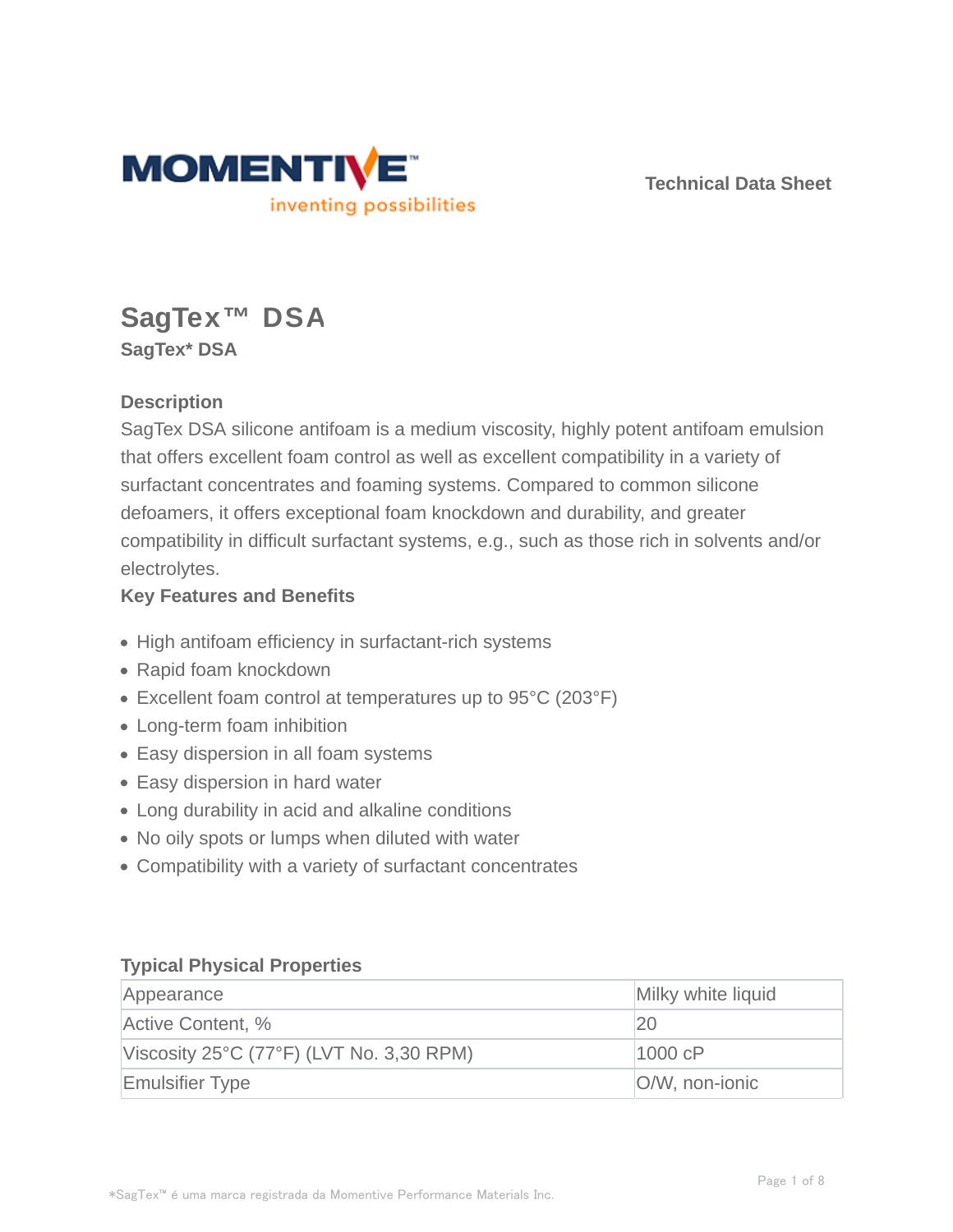Technical Data Sheet

# SagTex™ DSA

**SagTex* DSA**

### Description

SagTex DSA silicone antifoam is a medium viscosity, highly potent antifoam emulsion that offers excellent foam control as well as excellent compatibility in a variety of surfactant concentrates and foaming systems. Compared to common silicone defoamers, it offers exceptional foam knockdown and durability, and greater compatibility in difficult surfactant systems, e.g., such as those rich in solvents and/or electrolytes.

### Key Features and Benefits

- High antifoam efficiency in surfactant-rich systems
- Rapid foam knockdown
- Excellent foam control at temperatures up to 95°C (203°F)
- Long-term foam inhibition
- Easy dispersion in all foam systems
- Easy dispersion in hard water
- Long durability in acid and alkaline conditions
- No oily spots or lumps when diluted with water
- Compatibility with a variety of surfactant concentrates

### Typical Physical Properties

| | |
|---|---|
| Appearance | Milky white liquid |
| Active Content, % | 20 |
| Viscosity 25°C (77°F) (LVT No. 3,30 RPM) | 1000 cP |
| Emulsifier Type | O/W, non-ionic |

*SagTex™ é uma marca registrada da Momentive Performance Materials Inc.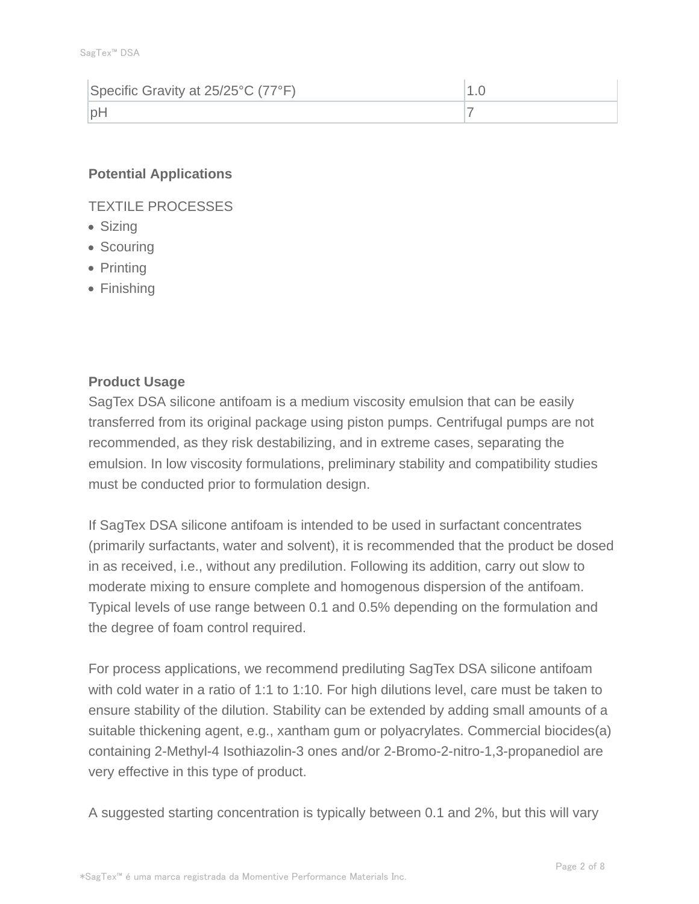| Specific Gravity at 25/25°C (77°F) | 1.0 |
| --- | --- |
| pH | 7 |

**Potential Applications**

TEXTILE PROCESSES

- Sizing
- Scouring
- Printing
- Finishing

**Product Usage**

SagTex DSA silicone antifoam is a medium viscosity emulsion that can be easily transferred from its original package using piston pumps. Centrifugal pumps are not recommended, as they risk destabilizing, and in extreme cases, separating the emulsion. In low viscosity formulations, preliminary stability and compatibility studies must be conducted prior to formulation design.

If SagTex DSA silicone antifoam is intended to be used in surfactant concentrates (primarily surfactants, water and solvent), it is recommended that the product be dosed in as received, i.e., without any predilution. Following its addition, carry out slow to moderate mixing to ensure complete and homogenous dispersion of the antifoam. Typical levels of use range between 0.1 and 0.5% depending on the formulation and the degree of foam control required.

For process applications, we recommend prediluting SagTex DSA silicone antifoam with cold water in a ratio of 1:1 to 1:10. For high dilutions level, care must be taken to ensure stability of the dilution. Stability can be extended by adding small amounts of a suitable thickening agent, e.g., xantham gum or polyacrylates. Commercial biocides(a) containing 2-Methyl-4 Isothiazolin-3 ones and/or 2-Bromo-2-nitro-1,3-propanediol are very effective in this type of product.

A suggested starting concentration is typically between 0.1 and 2%, but this will vary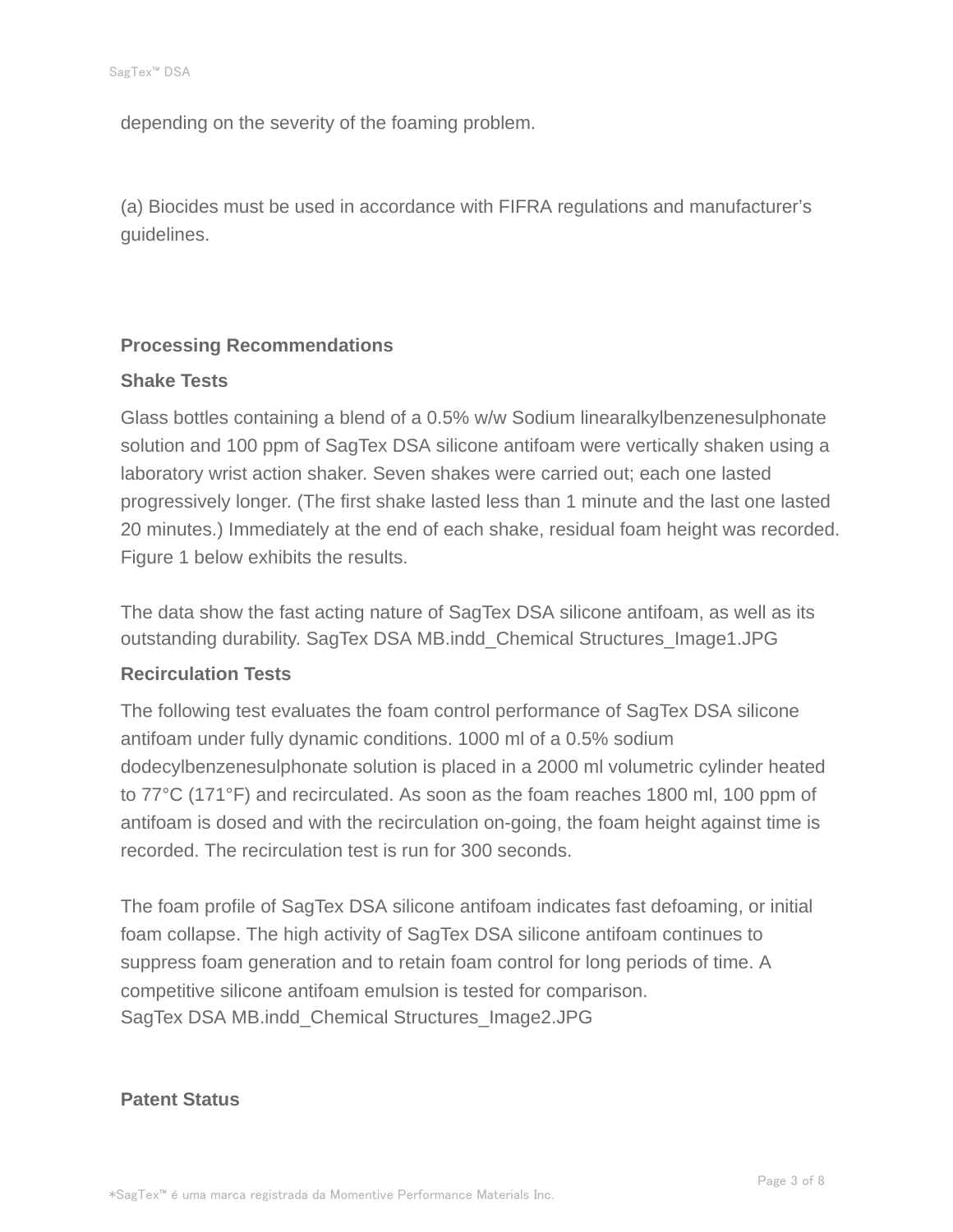depending on the severity of the foaming problem.

(a) Biocides must be used in accordance with FIFRA regulations and manufacturer's guidelines.

## Processing Recommendations

### Shake Tests

Glass bottles containing a blend of a 0.5% w/w Sodium linearalkylbenzenesulphonate solution and 100 ppm of SagTex DSA silicone antifoam were vertically shaken using a laboratory wrist action shaker. Seven shakes were carried out; each one lasted progressively longer. (The first shake lasted less than 1 minute and the last one lasted 20 minutes.) Immediately at the end of each shake, residual foam height was recorded. Figure 1 below exhibits the results.

The data show the fast acting nature of SagTex DSA silicone antifoam, as well as its outstanding durability. SagTex DSA MB.indd_Chemical Structures_Image1.JPG

### Recirculation Tests

The following test evaluates the foam control performance of SagTex DSA silicone antifoam under fully dynamic conditions. 1000 ml of a 0.5% sodium dodecylbenzenesulphonate solution is placed in a 2000 ml volumetric cylinder heated to 77°C (171°F) and recirculated. As soon as the foam reaches 1800 ml, 100 ppm of antifoam is dosed and with the recirculation on-going, the foam height against time is recorded. The recirculation test is run for 300 seconds.

The foam profile of SagTex DSA silicone antifoam indicates fast defoaming, or initial foam collapse. The high activity of SagTex DSA silicone antifoam continues to suppress foam generation and to retain foam control for long periods of time. A competitive silicone antifoam emulsion is tested for comparison.
SagTex DSA MB.indd_Chemical Structures_Image2.JPG

## Patent Status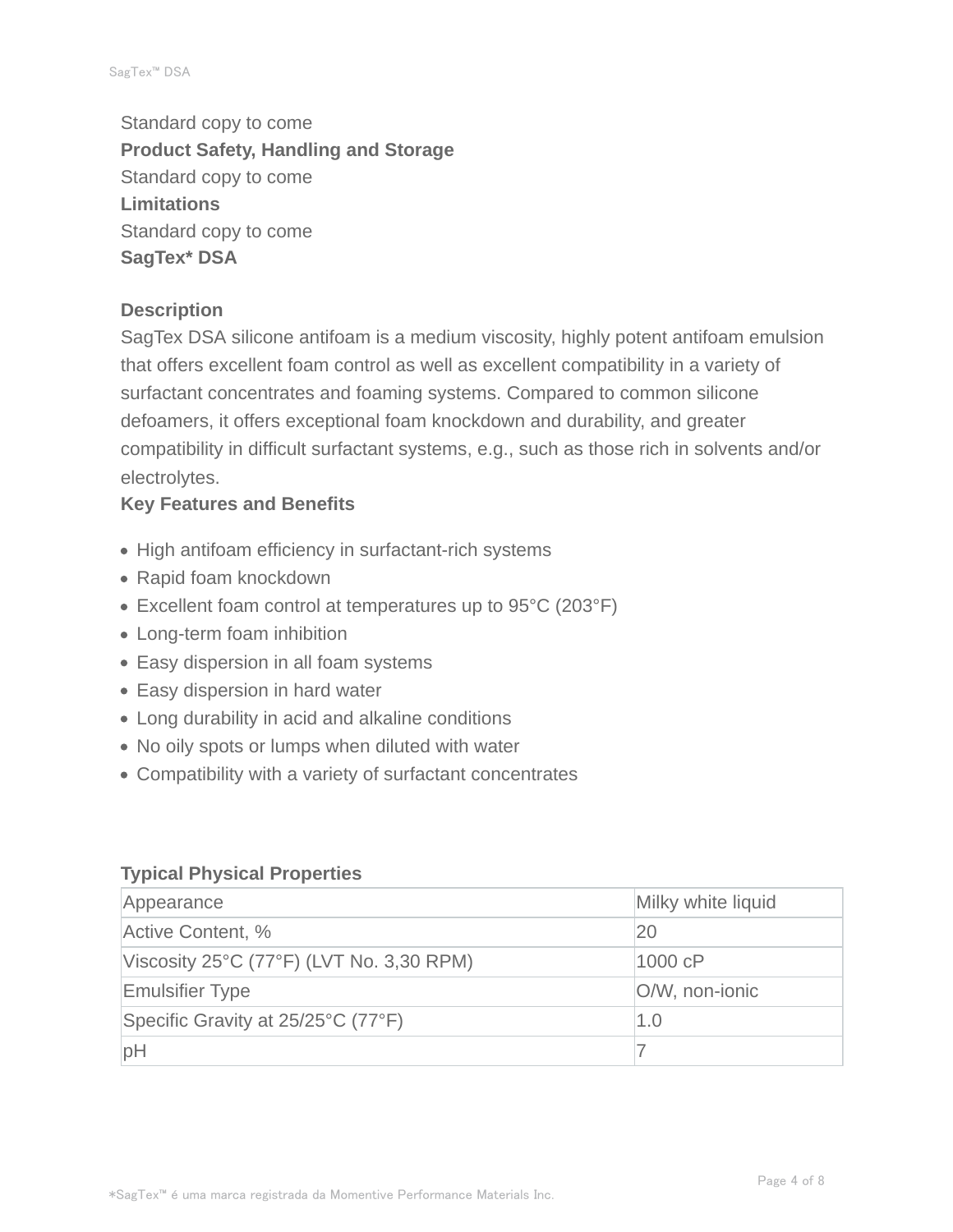Standard copy to come

**Product Safety, Handling and Storage**

Standard copy to come

**Limitations**

Standard copy to come

## SagTex* DSA

### Description

SagTex DSA silicone antifoam is a medium viscosity, highly potent antifoam emulsion that offers excellent foam control as well as excellent compatibility in a variety of surfactant concentrates and foaming systems. Compared to common silicone defoamers, it offers exceptional foam knockdown and durability, and greater compatibility in difficult surfactant systems, e.g., such as those rich in solvents and/or electrolytes.

### Key Features and Benefits

- High antifoam efficiency in surfactant-rich systems
- Rapid foam knockdown
- Excellent foam control at temperatures up to 95°C (203°F)
- Long-term foam inhibition
- Easy dispersion in all foam systems
- Easy dispersion in hard water
- Long durability in acid and alkaline conditions
- No oily spots or lumps when diluted with water
- Compatibility with a variety of surfactant concentrates

### Typical Physical Properties

| Property | Value |
|---|---|
| Appearance | Milky white liquid |
| Active Content, % | 20 |
| Viscosity 25°C (77°F) (LVT No. 3,30 RPM) | 1000 cP |
| Emulsifier Type | O/W, non-ionic |
| Specific Gravity at 25/25°C (77°F) | 1.0 |
| pH | 7 |

*SagTex™ é uma marca registrada da Momentive Performance Materials Inc.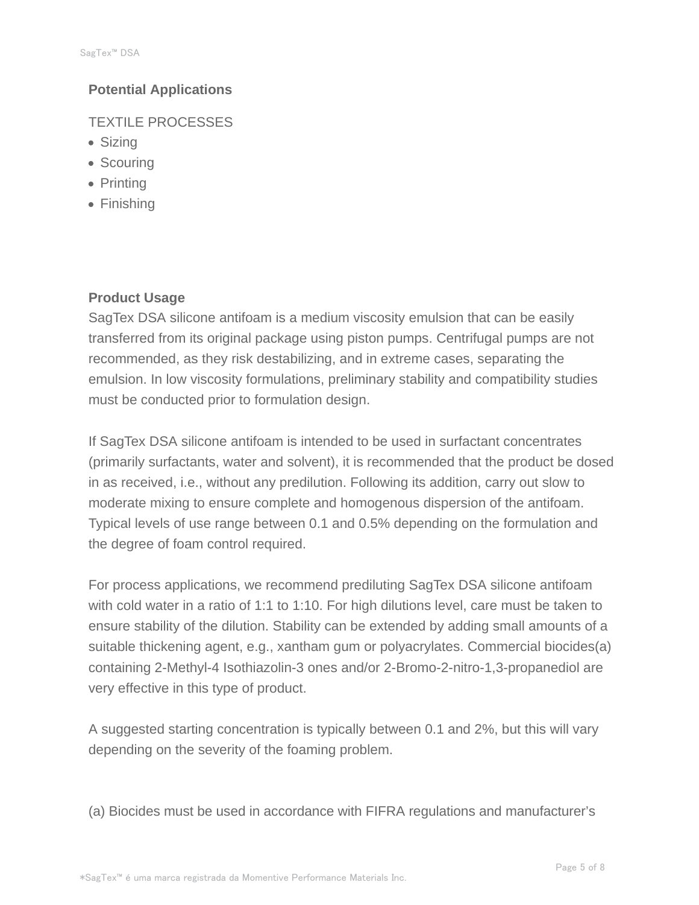## Potential Applications

TEXTILE PROCESSES

- Sizing
- Scouring
- Printing
- Finishing

## Product Usage

SagTex DSA silicone antifoam is a medium viscosity emulsion that can be easily transferred from its original package using piston pumps. Centrifugal pumps are not recommended, as they risk destabilizing, and in extreme cases, separating the emulsion. In low viscosity formulations, preliminary stability and compatibility studies must be conducted prior to formulation design.

If SagTex DSA silicone antifoam is intended to be used in surfactant concentrates (primarily surfactants, water and solvent), it is recommended that the product be dosed in as received, i.e., without any predilution. Following its addition, carry out slow to moderate mixing to ensure complete and homogenous dispersion of the antifoam. Typical levels of use range between 0.1 and 0.5% depending on the formulation and the degree of foam control required.

For process applications, we recommend prediluting SagTex DSA silicone antifoam with cold water in a ratio of 1:1 to 1:10. For high dilutions level, care must be taken to ensure stability of the dilution. Stability can be extended by adding small amounts of a suitable thickening agent, e.g., xantham gum or polyacrylates. Commercial biocides(a) containing 2-Methyl-4 Isothiazolin-3 ones and/or 2-Bromo-2-nitro-1,3-propanediol are very effective in this type of product.

A suggested starting concentration is typically between 0.1 and 2%, but this will vary depending on the severity of the foaming problem.

(a) Biocides must be used in accordance with FIFRA regulations and manufacturer's

*SagTex™ é uma marca registrada da Momentive Performance Materials Inc.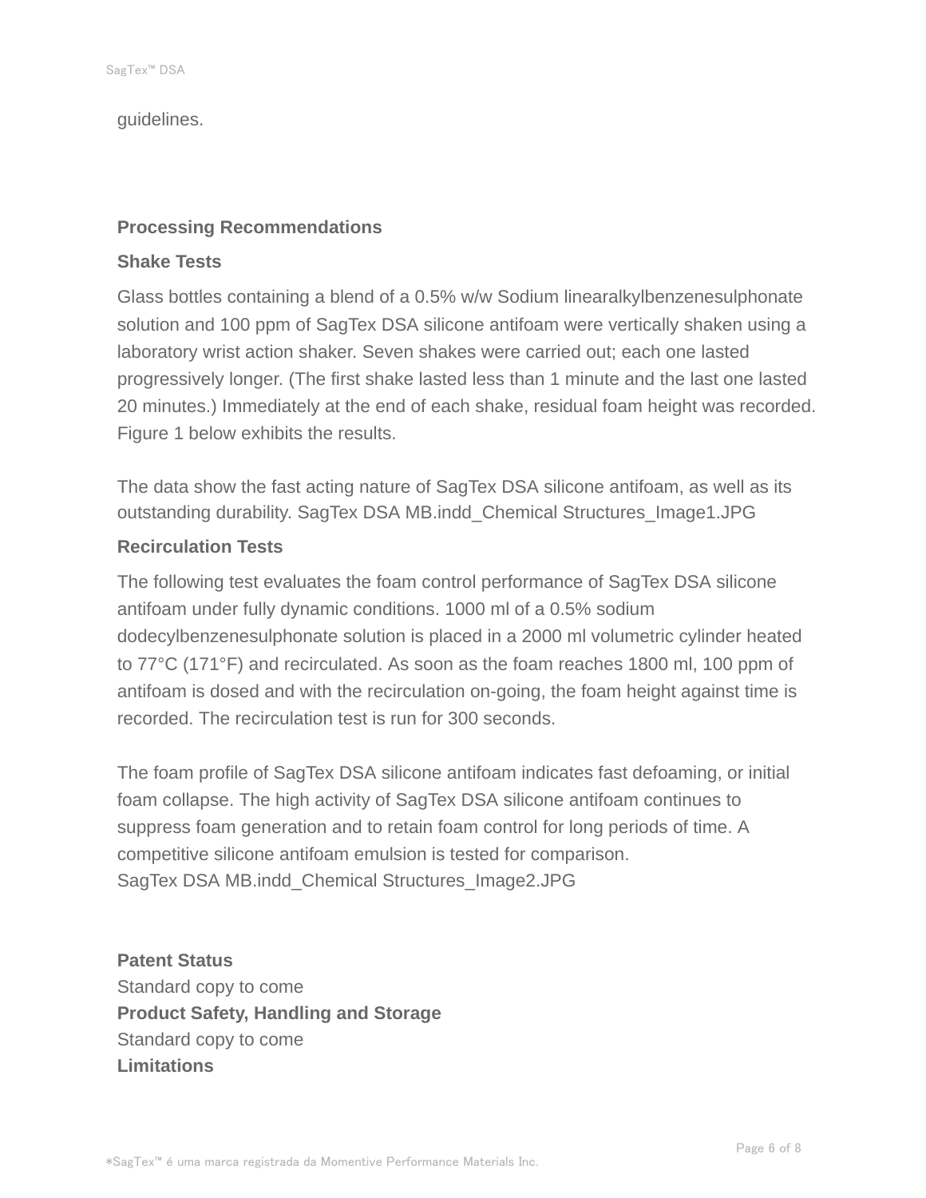guidelines.

## Processing Recommendations

### Shake Tests

Glass bottles containing a blend of a 0.5% w/w Sodium linearalkylbenzenesulphonate solution and 100 ppm of SagTex DSA silicone antifoam were vertically shaken using a laboratory wrist action shaker. Seven shakes were carried out; each one lasted progressively longer. (The first shake lasted less than 1 minute and the last one lasted 20 minutes.) Immediately at the end of each shake, residual foam height was recorded. Figure 1 below exhibits the results.

The data show the fast acting nature of SagTex DSA silicone antifoam, as well as its outstanding durability. SagTex DSA MB.indd_Chemical Structures_Image1.JPG

### Recirculation Tests

The following test evaluates the foam control performance of SagTex DSA silicone antifoam under fully dynamic conditions. 1000 ml of a 0.5% sodium dodecylbenzenesulphonate solution is placed in a 2000 ml volumetric cylinder heated to 77°C (171°F) and recirculated. As soon as the foam reaches 1800 ml, 100 ppm of antifoam is dosed and with the recirculation on-going, the foam height against time is recorded. The recirculation test is run for 300 seconds.

The foam profile of SagTex DSA silicone antifoam indicates fast defoaming, or initial foam collapse. The high activity of SagTex DSA silicone antifoam continues to suppress foam generation and to retain foam control for long periods of time. A competitive silicone antifoam emulsion is tested for comparison.
SagTex DSA MB.indd_Chemical Structures_Image2.JPG

**Patent Status**
Standard copy to come
**Product Safety, Handling and Storage**
Standard copy to come
**Limitations**

*SagTex™ é uma marca registrada da Momentive Performance Materials Inc.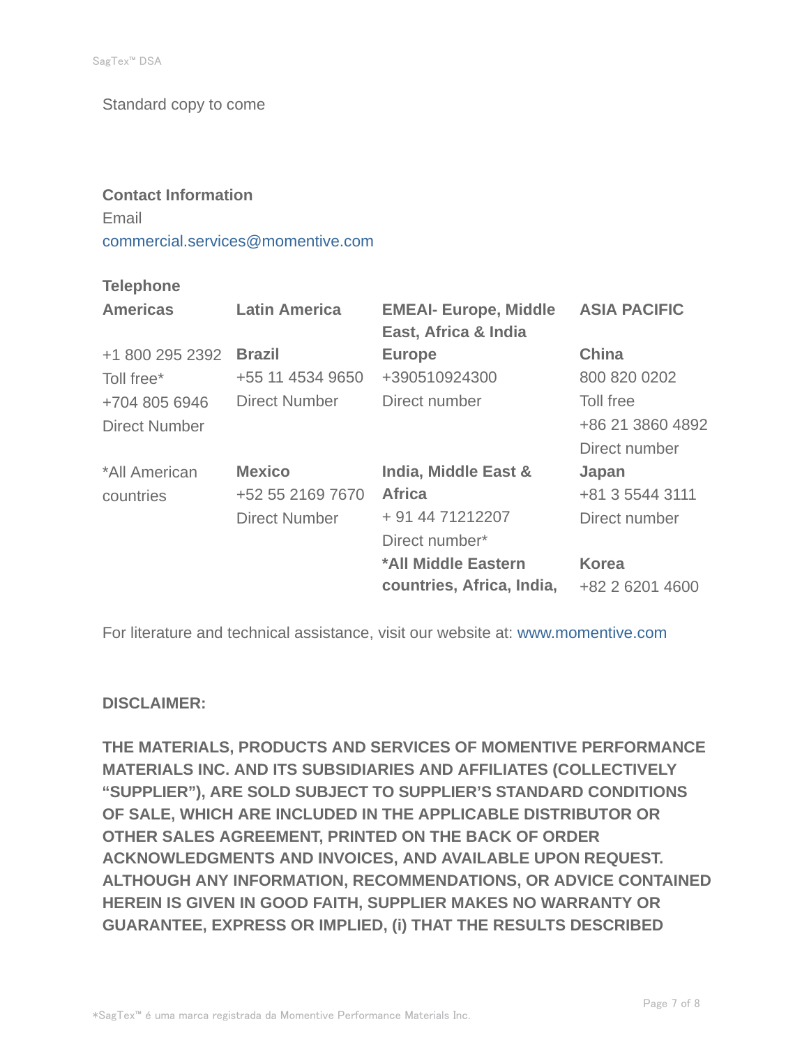Standard copy to come

**Contact Information**

Email

commercial.services@momentive.com

**Telephone**

| **Americas** | **Latin America** | **EMEAI- Europe, Middle East, Africa & India** | **ASIA PACIFIC** |
|---|---|---|---|
| +1 800 295 2392 Toll free* +704 805 6946 Direct Number | **Brazil** +55 11 4534 9650 Direct Number | **Europe** +390510924300 Direct number | **China** 800 820 0202 Toll free +86 21 3860 4892 Direct number |
| *All American countries | **Mexico** +52 55 2169 7670 Direct Number | **India, Middle East & Africa** + 91 44 71212207 Direct number* | **Japan** +81 3 5544 3111 Direct number |
| | | ***All Middle Eastern countries, Africa, India,** | **Korea** +82 2 6201 4600 |

For literature and technical assistance, visit our website at: www.momentive.com

**DISCLAIMER:**

**THE MATERIALS, PRODUCTS AND SERVICES OF MOMENTIVE PERFORMANCE MATERIALS INC. AND ITS SUBSIDIARIES AND AFFILIATES (COLLECTIVELY "SUPPLIER"), ARE SOLD SUBJECT TO SUPPLIER'S STANDARD CONDITIONS OF SALE, WHICH ARE INCLUDED IN THE APPLICABLE DISTRIBUTOR OR OTHER SALES AGREEMENT, PRINTED ON THE BACK OF ORDER ACKNOWLEDGMENTS AND INVOICES, AND AVAILABLE UPON REQUEST. ALTHOUGH ANY INFORMATION, RECOMMENDATIONS, OR ADVICE CONTAINED HEREIN IS GIVEN IN GOOD FAITH, SUPPLIER MAKES NO WARRANTY OR GUARANTEE, EXPRESS OR IMPLIED, (i) THAT THE RESULTS DESCRIBED**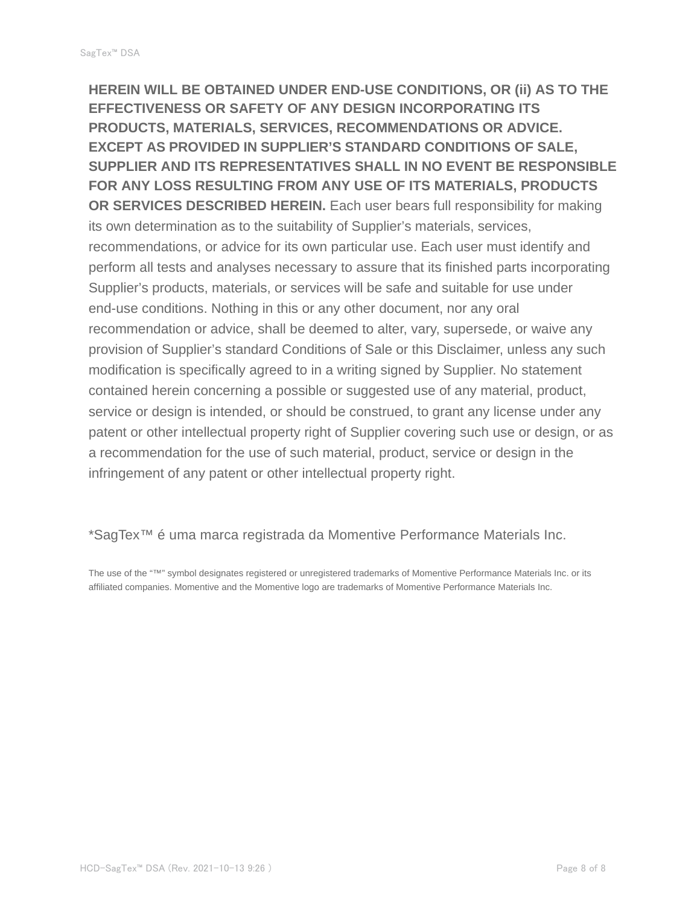**HEREIN WILL BE OBTAINED UNDER END-USE CONDITIONS, OR (ii) AS TO THE EFFECTIVENESS OR SAFETY OF ANY DESIGN INCORPORATING ITS PRODUCTS, MATERIALS, SERVICES, RECOMMENDATIONS OR ADVICE. EXCEPT AS PROVIDED IN SUPPLIER'S STANDARD CONDITIONS OF SALE, SUPPLIER AND ITS REPRESENTATIVES SHALL IN NO EVENT BE RESPONSIBLE FOR ANY LOSS RESULTING FROM ANY USE OF ITS MATERIALS, PRODUCTS OR SERVICES DESCRIBED HEREIN.** Each user bears full responsibility for making its own determination as to the suitability of Supplier's materials, services, recommendations, or advice for its own particular use. Each user must identify and perform all tests and analyses necessary to assure that its finished parts incorporating Supplier's products, materials, or services will be safe and suitable for use under end-use conditions. Nothing in this or any other document, nor any oral recommendation or advice, shall be deemed to alter, vary, supersede, or waive any provision of Supplier's standard Conditions of Sale or this Disclaimer, unless any such modification is specifically agreed to in a writing signed by Supplier. No statement contained herein concerning a possible or suggested use of any material, product, service or design is intended, or should be construed, to grant any license under any patent or other intellectual property right of Supplier covering such use or design, or as a recommendation for the use of such material, product, service or design in the infringement of any patent or other intellectual property right.

*SagTex™ é uma marca registrada da Momentive Performance Materials Inc.

The use of the "™" symbol designates registered or unregistered trademarks of Momentive Performance Materials Inc. or its affiliated companies. Momentive and the Momentive logo are trademarks of Momentive Performance Materials Inc.